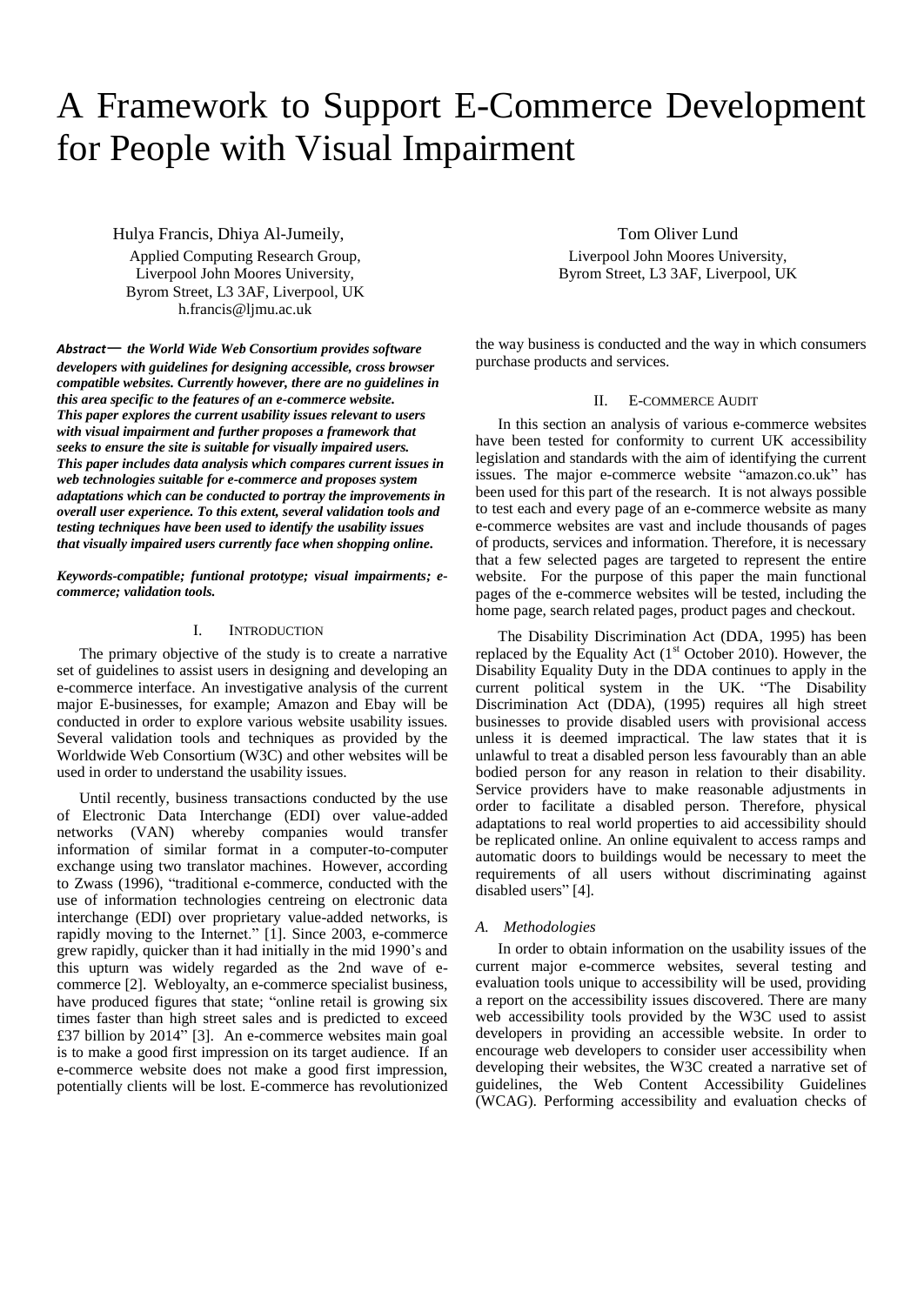# A Framework to Support E-Commerce Development for People with Visual Impairment

Hulya Francis, Dhiya Al-Jumeily,
Applied Computing Research Group,
Liverpool John Moores University,
Byrom Street, L3 3AF, Liverpool, UK
h.francis@ljmu.ac.uk

Tom Oliver Lund
Liverpool John Moores University,
Byrom Street, L3 3AF, Liverpool, UK

***Abstract—*** ***the World Wide Web Consortium provides software developers with guidelines for designing accessible, cross browser compatible websites. Currently however, there are no guidelines in this area specific to the features of an e-commerce website. This paper explores the current usability issues relevant to users with visual impairment and further proposes a framework that seeks to ensure the site is suitable for visually impaired users. This paper includes data analysis which compares current issues in web technologies suitable for e-commerce and proposes system adaptations which can be conducted to portray the improvements in overall user experience. To this extent, several validation tools and testing techniques have been used to identify the usability issues that visually impaired users currently face when shopping online.***

***Keywords-compatible; funtional prototype; visual impairments; e-commerce; validation tools.***

## I. Introduction

The primary objective of the study is to create a narrative set of guidelines to assist users in designing and developing an e-commerce interface. An investigative analysis of the current major E-businesses, for example; Amazon and Ebay will be conducted in order to explore various website usability issues. Several validation tools and techniques as provided by the Worldwide Web Consortium (W3C) and other websites will be used in order to understand the usability issues.

Until recently, business transactions conducted by the use of Electronic Data Interchange (EDI) over value-added networks (VAN) whereby companies would transfer information of similar format in a computer-to-computer exchange using two translator machines. However, according to Zwass (1996), "traditional e-commerce, conducted with the use of information technologies centreing on electronic data interchange (EDI) over proprietary value-added networks, is rapidly moving to the Internet." [1]. Since 2003, e-commerce grew rapidly, quicker than it had initially in the mid 1990's and this upturn was widely regarded as the 2nd wave of e-commerce [2]. Webloyalty, an e-commerce specialist business, have produced figures that state; "online retail is growing six times faster than high street sales and is predicted to exceed £37 billion by 2014" [3]. An e-commerce websites main goal is to make a good first impression on its target audience. If an e-commerce website does not make a good first impression, potentially clients will be lost. E-commerce has revolutionized the way business is conducted and the way in which consumers purchase products and services.

## II. E-commerce Audit

In this section an analysis of various e-commerce websites have been tested for conformity to current UK accessibility legislation and standards with the aim of identifying the current issues. The major e-commerce website "amazon.co.uk" has been used for this part of the research. It is not always possible to test each and every page of an e-commerce website as many e-commerce websites are vast and include thousands of pages of products, services and information. Therefore, it is necessary that a few selected pages are targeted to represent the entire website. For the purpose of this paper the main functional pages of the e-commerce websites will be tested, including the home page, search related pages, product pages and checkout.

The Disability Discrimination Act (DDA, 1995) has been replaced by the Equality Act (1st October 2010). However, the Disability Equality Duty in the DDA continues to apply in the current political system in the UK. "The Disability Discrimination Act (DDA), (1995) requires all high street businesses to provide disabled users with provisional access unless it is deemed impractical. The law states that it is unlawful to treat a disabled person less favourably than an able bodied person for any reason in relation to their disability. Service providers have to make reasonable adjustments in order to facilitate a disabled person. Therefore, physical adaptations to real world properties to aid accessibility should be replicated online. An online equivalent to access ramps and automatic doors to buildings would be necessary to meet the requirements of all users without discriminating against disabled users" [4].

### *A. Methodologies*

In order to obtain information on the usability issues of the current major e-commerce websites, several testing and evaluation tools unique to accessibility will be used, providing a report on the accessibility issues discovered. There are many web accessibility tools provided by the W3C used to assist developers in providing an accessible website. In order to encourage web developers to consider user accessibility when developing their websites, the W3C created a narrative set of guidelines, the Web Content Accessibility Guidelines (WCAG). Performing accessibility and evaluation checks of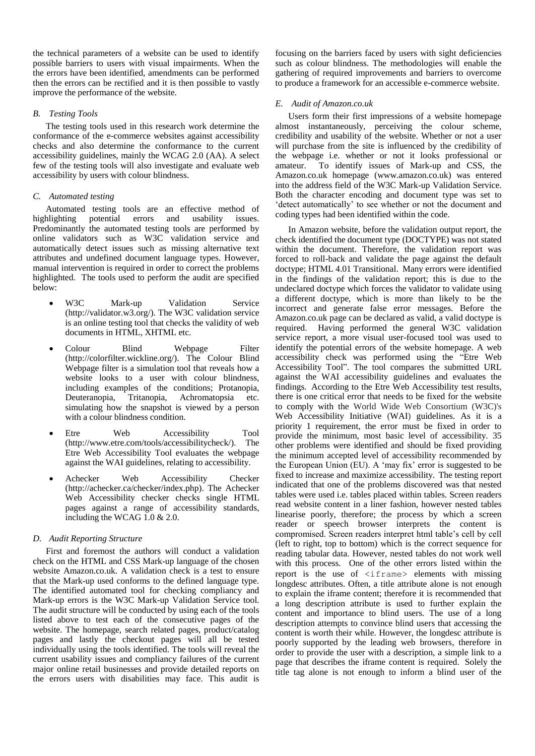the technical parameters of a website can be used to identify possible barriers to users with visual impairments. When the the errors have been identified, amendments can be performed then the errors can be rectified and it is then possible to vastly improve the performance of the website.

### *B. Testing Tools*

The testing tools used in this research work determine the conformance of the e-commerce websites against accessibility checks and also determine the conformance to the current accessibility guidelines, mainly the WCAG 2.0 (AA). A select few of the testing tools will also investigate and evaluate web accessibility by users with colour blindness.

### *C. Automated testing*

Automated testing tools are an effective method of highlighting potential errors and usability issues. Predominantly the automated testing tools are performed by online validators such as W3C validation service and automatically detect issues such as missing alternative text attributes and undefined document language types. However, manual intervention is required in order to correct the problems highlighted. The tools used to perform the audit are specified below:

- W3C Mark-up Validation Service (http://validator.w3.org/). The W3C validation service is an online testing tool that checks the validity of web documents in HTML, XHTML etc.
- Colour Blind Webpage Filter (http://colorfilter.wickline.org/). The Colour Blind Webpage filter is a simulation tool that reveals how a website looks to a user with colour blindness, including examples of the conditions; Protanopia, Deuteranopia, Tritanopia, Achromatopsia etc. simulating how the snapshot is viewed by a person with a colour blindness condition.
- Etre Web Accessibility Tool (http://www.etre.com/tools/accessibilitycheck/). The Etre Web Accessibility Tool evaluates the webpage against the WAI guidelines, relating to accessibility.
- Achecker Web Accessibility Checker (http://achecker.ca/checker/index.php). The Achecker Web Accessibility checker checks single HTML pages against a range of accessibility standards, including the WCAG 1.0 & 2.0.

### *D. Audit Reporting Structure*

First and foremost the authors will conduct a validation check on the HTML and CSS Mark-up language of the chosen website Amazon.co.uk. A validation check is a test to ensure that the Mark-up used conforms to the defined language type. The identified automated tool for checking compliancy and Mark-up errors is the W3C Mark-up Validation Service tool. The audit structure will be conducted by using each of the tools listed above to test each of the consecutive pages of the website. The homepage, search related pages, product/catalog pages and lastly the checkout pages will all be tested individually using the tools identified. The tools will reveal the current usability issues and compliancy failures of the current major online retail businesses and provide detailed reports on the errors users with disabilities may face. This audit is focusing on the barriers faced by users with sight deficiencies such as colour blindness. The methodologies will enable the gathering of required improvements and barriers to overcome to produce a framework for an accessible e-commerce website.

### *E. Audit of Amazon.co.uk*

Users form their first impressions of a website homepage almost instantaneously, perceiving the colour scheme, credibility and usability of the website. Whether or not a user will purchase from the site is influenced by the credibility of the webpage i.e. whether or not it looks professional or amateur. To identify issues of Mark-up and CSS, the Amazon.co.uk homepage (www.amazon.co.uk) was entered into the address field of the W3C Mark-up Validation Service. Both the character encoding and document type was set to 'detect automatically' to see whether or not the document and coding types had been identified within the code.

In Amazon website, before the validation output report, the check identified the document type (DOCTYPE) was not stated within the document. Therefore, the validation report was forced to roll-back and validate the page against the default doctype; HTML 4.01 Transitional. Many errors were identified in the findings of the validation report; this is due to the undeclared doctype which forces the validator to validate using a different doctype, which is more than likely to be the incorrect and generate false error messages. Before the Amazon.co.uk page can be declared as valid, a valid doctype is required. Having performed the general W3C validation service report, a more visual user-focused tool was used to identify the potential errors of the website homepage. A web accessibility check was performed using the "Etre Web Accessibility Tool". The tool compares the submitted URL against the WAI accessibility guidelines and evaluates the findings. According to the Etre Web Accessibility test results, there is one critical error that needs to be fixed for the website to comply with the World Wide Web Consortium (W3C)'s Web Accessibility Initiative (WAI) guidelines. As it is a priority 1 requirement, the error must be fixed in order to provide the minimum, most basic level of accessibility. 35 other problems were identified and should be fixed providing the minimum accepted level of accessibility recommended by the European Union (EU). A 'may fix' error is suggested to be fixed to increase and maximize accessibility. The testing report indicated that one of the problems discovered was that nested tables were used i.e. tables placed within tables. Screen readers read website content in a liner fashion, however nested tables linearise poorly, therefore; the process by which a screen reader or speech browser interprets the content is compromised. Screen readers interpret html table's cell by cell (left to right, top to bottom) which is the correct sequence for reading tabular data. However, nested tables do not work well with this process. One of the other errors listed within the report is the use of `<iframe>` elements with missing longdesc attributes. Often, a title attribute alone is not enough to explain the iframe content; therefore it is recommended that a long description attribute is used to further explain the content and importance to blind users. The use of a long description attempts to convince blind users that accessing the content is worth their while. However, the longdesc attribute is poorly supported by the leading web browsers, therefore in order to provide the user with a description, a simple link to a page that describes the iframe content is required. Solely the title tag alone is not enough to inform a blind user of the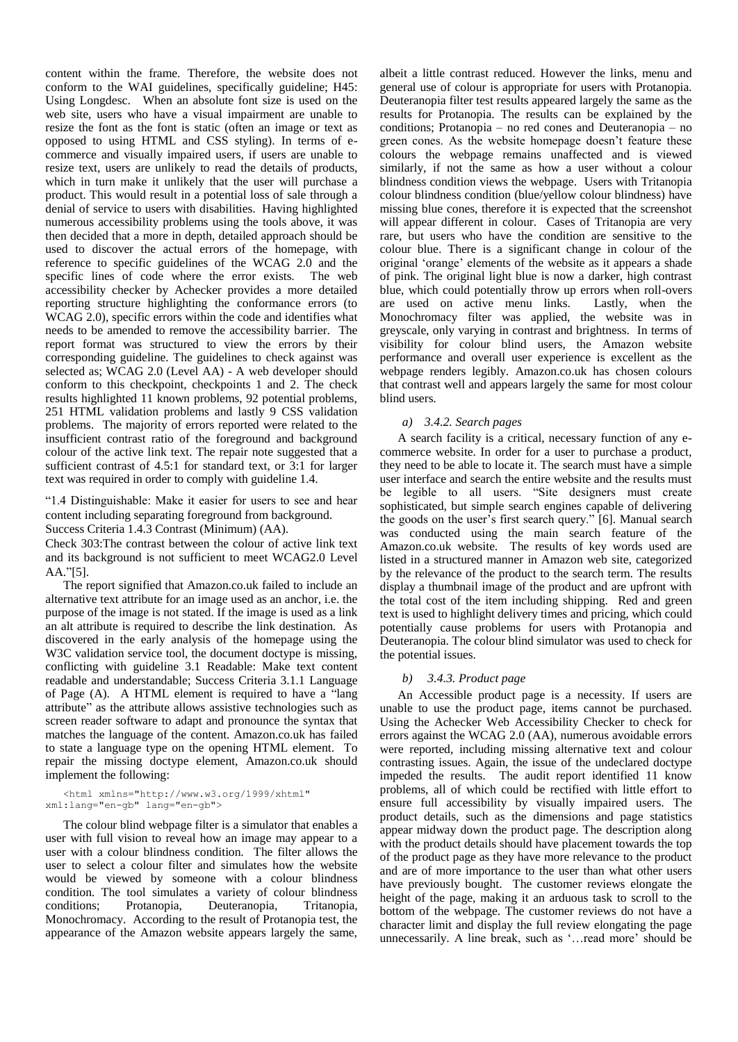content within the frame. Therefore, the website does not conform to the WAI guidelines, specifically guideline; H45: Using Longdesc. When an absolute font size is used on the web site, users who have a visual impairment are unable to resize the font as the font is static (often an image or text as opposed to using HTML and CSS styling). In terms of e-commerce and visually impaired users, if users are unable to resize text, users are unlikely to read the details of products, which in turn make it unlikely that the user will purchase a product. This would result in a potential loss of sale through a denial of service to users with disabilities. Having highlighted numerous accessibility problems using the tools above, it was then decided that a more in depth, detailed approach should be used to discover the actual errors of the homepage, with reference to specific guidelines of the WCAG 2.0 and the specific lines of code where the error exists. The web accessibility checker by Achecker provides a more detailed reporting structure highlighting the conformance errors (to WCAG 2.0), specific errors within the code and identifies what needs to be amended to remove the accessibility barrier. The report format was structured to view the errors by their corresponding guideline. The guidelines to check against was selected as; WCAG 2.0 (Level AA) - A web developer should conform to this checkpoint, checkpoints 1 and 2. The check results highlighted 11 known problems, 92 potential problems, 251 HTML validation problems and lastly 9 CSS validation problems. The majority of errors reported were related to the insufficient contrast ratio of the foreground and background colour of the active link text. The repair note suggested that a sufficient contrast of 4.5:1 for standard text, or 3:1 for larger text was required in order to comply with guideline 1.4.

"1.4 Distinguishable: Make it easier for users to see and hear content including separating foreground from background.
Success Criteria 1.4.3 Contrast (Minimum) (AA).
Check 303:The contrast between the colour of active link text and its background is not sufficient to meet WCAG2.0 Level AA."[5].

The report signified that Amazon.co.uk failed to include an alternative text attribute for an image used as an anchor, i.e. the purpose of the image is not stated. If the image is used as a link an alt attribute is required to describe the link destination. As discovered in the early analysis of the homepage using the W3C validation service tool, the document doctype is missing, conflicting with guideline 3.1 Readable: Make text content readable and understandable; Success Criteria 3.1.1 Language of Page (A). A HTML element is required to have a "lang attribute" as the attribute allows assistive technologies such as screen reader software to adapt and pronounce the syntax that matches the language of the content. Amazon.co.uk has failed to state a language type on the opening HTML element. To repair the missing doctype element, Amazon.co.uk should implement the following:

```
<html xmlns="http://www.w3.org/1999/xhtml"
xml:lang="en-gb" lang="en-gb">
```

The colour blind webpage filter is a simulator that enables a user with full vision to reveal how an image may appear to a user with a colour blindness condition. The filter allows the user to select a colour filter and simulates how the website would be viewed by someone with a colour blindness condition. The tool simulates a variety of colour blindness conditions; Protanopia, Deuteranopia, Tritanopia, Monochromacy. According to the result of Protanopia test, the appearance of the Amazon website appears largely the same, albeit a little contrast reduced. However the links, menu and general use of colour is appropriate for users with Protanopia. Deuteranopia filter test results appeared largely the same as the results for Protanopia. The results can be explained by the conditions; Protanopia – no red cones and Deuteranopia – no green cones. As the website homepage doesn't feature these colours the webpage remains unaffected and is viewed similarly, if not the same as how a user without a colour blindness condition views the webpage. Users with Tritanopia colour blindness condition (blue/yellow colour blindness) have missing blue cones, therefore it is expected that the screenshot will appear different in colour. Cases of Tritanopia are very rare, but users who have the condition are sensitive to the colour blue. There is a significant change in colour of the original 'orange' elements of the website as it appears a shade of pink. The original light blue is now a darker, high contrast blue, which could potentially throw up errors when roll-overs are used on active menu links. Lastly, when the Monochromacy filter was applied, the website was in greyscale, only varying in contrast and brightness. In terms of visibility for colour blind users, the Amazon website performance and overall user experience is excellent as the webpage renders legibly. Amazon.co.uk has chosen colours that contrast well and appears largely the same for most colour blind users.

### a) 3.4.2. Search pages

A search facility is a critical, necessary function of any e-commerce website. In order for a user to purchase a product, they need to be able to locate it. The search must have a simple user interface and search the entire website and the results must be legible to all users. "Site designers must create sophisticated, but simple search engines capable of delivering the goods on the user's first search query." [6]. Manual search was conducted using the main search feature of the Amazon.co.uk website. The results of key words used are listed in a structured manner in Amazon web site, categorized by the relevance of the product to the search term. The results display a thumbnail image of the product and are upfront with the total cost of the item including shipping. Red and green text is used to highlight delivery times and pricing, which could potentially cause problems for users with Protanopia and Deuteranopia. The colour blind simulator was used to check for the potential issues.

### b) 3.4.3. Product page

An Accessible product page is a necessity. If users are unable to use the product page, items cannot be purchased. Using the Achecker Web Accessibility Checker to check for errors against the WCAG 2.0 (AA), numerous avoidable errors were reported, including missing alternative text and colour contrasting issues. Again, the issue of the undeclared doctype impeded the results. The audit report identified 11 know problems, all of which could be rectified with little effort to ensure full accessibility by visually impaired users. The product details, such as the dimensions and page statistics appear midway down the product page. The description along with the product details should have placement towards the top of the product page as they have more relevance to the product and are of more importance to the user than what other users have previously bought. The customer reviews elongate the height of the page, making it an arduous task to scroll to the bottom of the webpage. The customer reviews do not have a character limit and display the full review elongating the page unnecessarily. A line break, such as '…read more' should be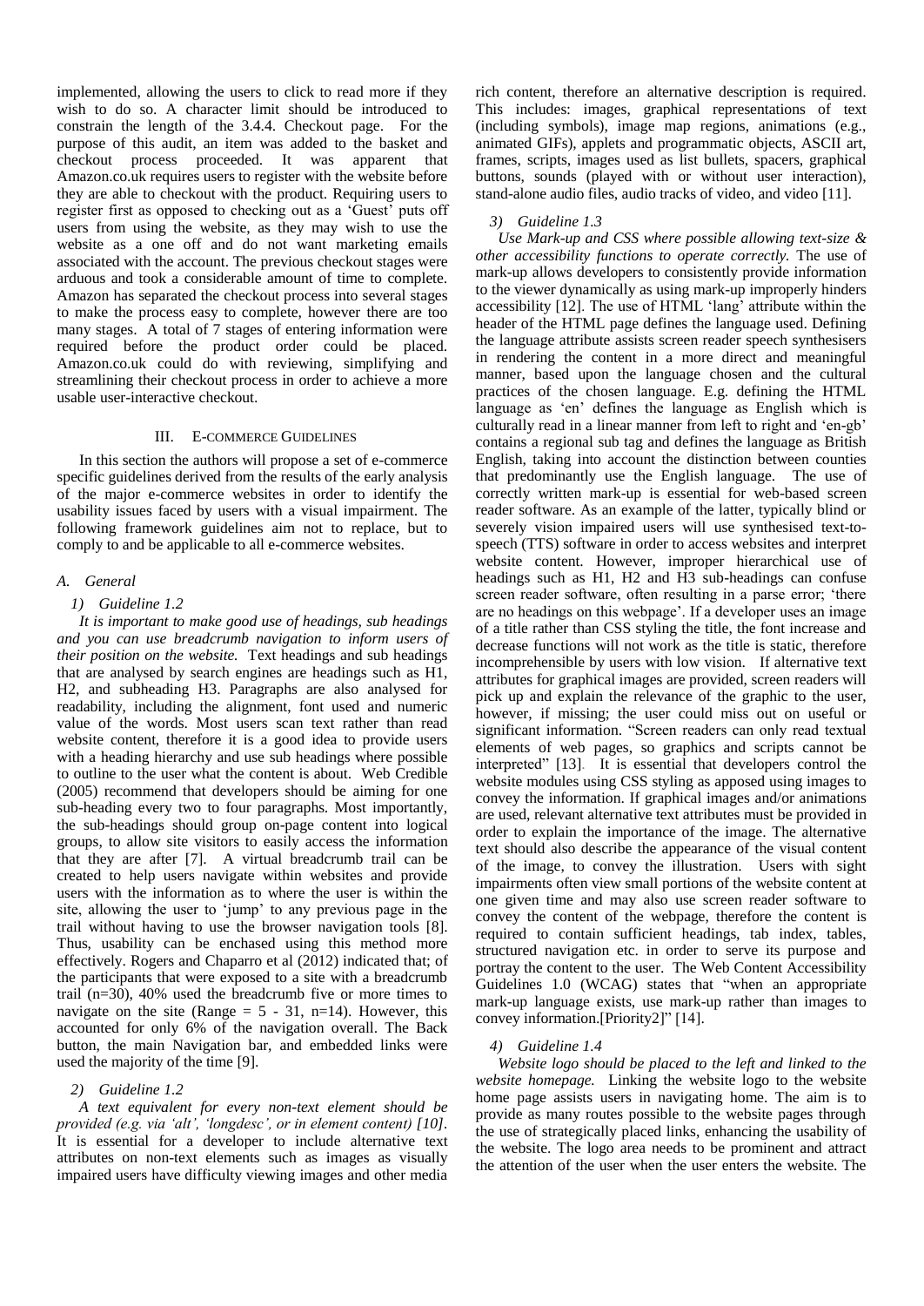implemented, allowing the users to click to read more if they wish to do so. A character limit should be introduced to constrain the length of the 3.4.4. Checkout page. For the purpose of this audit, an item was added to the basket and checkout process proceeded. It was apparent that Amazon.co.uk requires users to register with the website before they are able to checkout with the product. Requiring users to register first as opposed to checking out as a 'Guest' puts off users from using the website, as they may wish to use the website as a one off and do not want marketing emails associated with the account. The previous checkout stages were arduous and took a considerable amount of time to complete. Amazon has separated the checkout process into several stages to make the process easy to complete, however there are too many stages. A total of 7 stages of entering information were required before the product order could be placed. Amazon.co.uk could do with reviewing, simplifying and streamlining their checkout process in order to achieve a more usable user-interactive checkout.

## III. E-commerce Guidelines

In this section the authors will propose a set of e-commerce specific guidelines derived from the results of the early analysis of the major e-commerce websites in order to identify the usability issues faced by users with a visual impairment. The following framework guidelines aim not to replace, but to comply to and be applicable to all e-commerce websites.

### *A. General*

#### *1) Guideline 1.2*

*It is important to make good use of headings, sub headings and you can use breadcrumb navigation to inform users of their position on the website.* Text headings and sub headings that are analysed by search engines are headings such as H1, H2, and subheading H3. Paragraphs are also analysed for readability, including the alignment, font used and numeric value of the words. Most users scan text rather than read website content, therefore it is a good idea to provide users with a heading hierarchy and use sub headings where possible to outline to the user what the content is about. Web Credible (2005) recommend that developers should be aiming for one sub-heading every two to four paragraphs. Most importantly, the sub-headings should group on-page content into logical groups, to allow site visitors to easily access the information that they are after [7]. A virtual breadcrumb trail can be created to help users navigate within websites and provide users with the information as to where the user is within the site, allowing the user to 'jump' to any previous page in the trail without having to use the browser navigation tools [8]. Thus, usability can be enchased using this method more effectively. Rogers and Chaparro et al (2012) indicated that; of the participants that were exposed to a site with a breadcrumb trail (n=30), 40% used the breadcrumb five or more times to navigate on the site (Range = 5 - 31, n=14). However, this accounted for only 6% of the navigation overall. The Back button, the main Navigation bar, and embedded links were used the majority of the time [9].

#### *2) Guideline 1.2*

*A text equivalent for every non-text element should be provided (e.g. via 'alt', 'longdesc', or in element content) [10].* It is essential for a developer to include alternative text attributes on non-text elements such as images as visually impaired users have difficulty viewing images and other media rich content, therefore an alternative description is required. This includes: images, graphical representations of text (including symbols), image map regions, animations (e.g., animated GIFs), applets and programmatic objects, ASCII art, frames, scripts, images used as list bullets, spacers, graphical buttons, sounds (played with or without user interaction), stand-alone audio files, audio tracks of video, and video [11].

#### *3) Guideline 1.3*

*Use Mark-up and CSS where possible allowing text-size & other accessibility functions to operate correctly.* The use of mark-up allows developers to consistently provide information to the viewer dynamically as using mark-up improperly hinders accessibility [12]. The use of HTML 'lang' attribute within the header of the HTML page defines the language used. Defining the language attribute assists screen reader speech synthesisers in rendering the content in a more direct and meaningful manner, based upon the language chosen and the cultural practices of the chosen language. E.g. defining the HTML language as 'en' defines the language as English which is culturally read in a linear manner from left to right and 'en-gb' contains a regional sub tag and defines the language as British English, taking into account the distinction between counties that predominantly use the English language. The use of correctly written mark-up is essential for web-based screen reader software. As an example of the latter, typically blind or severely vision impaired users will use synthesised text-to-speech (TTS) software in order to access websites and interpret website content. However, improper hierarchical use of headings such as H1, H2 and H3 sub-headings can confuse screen reader software, often resulting in a parse error; 'there are no headings on this webpage'. If a developer uses an image of a title rather than CSS styling the title, the font increase and decrease functions will not work as the title is static, therefore incomprehensible by users with low vision. If alternative text attributes for graphical images are provided, screen readers will pick up and explain the relevance of the graphic to the user, however, if missing; the user could miss out on useful or significant information. "Screen readers can only read textual elements of web pages, so graphics and scripts cannot be interpreted" [13]. It is essential that developers control the website modules using CSS styling as apposed using images to convey the information. If graphical images and/or animations are used, relevant alternative text attributes must be provided in order to explain the importance of the image. The alternative text should also describe the appearance of the visual content of the image, to convey the illustration. Users with sight impairments often view small portions of the website content at one given time and may also use screen reader software to convey the content of the webpage, therefore the content is required to contain sufficient headings, tab index, tables, structured navigation etc. in order to serve its purpose and portray the content to the user. The Web Content Accessibility Guidelines 1.0 (WCAG) states that "when an appropriate mark-up language exists, use mark-up rather than images to convey information.[Priority2]" [14].

#### *4) Guideline 1.4*

*Website logo should be placed to the left and linked to the website homepage.* Linking the website logo to the website home page assists users in navigating home. The aim is to provide as many routes possible to the website pages through the use of strategically placed links, enhancing the usability of the website. The logo area needs to be prominent and attract the attention of the user when the user enters the website. The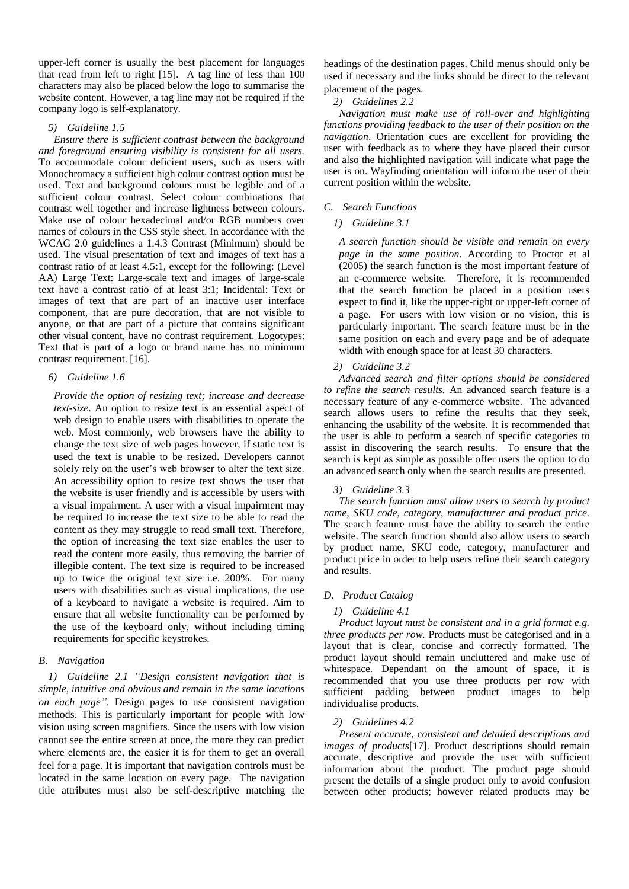upper-left corner is usually the best placement for languages that read from left to right [15]. A tag line of less than 100 characters may also be placed below the logo to summarise the website content. However, a tag line may not be required if the company logo is self-explanatory.

#### 5) Guideline 1.5

*Ensure there is sufficient contrast between the background and foreground ensuring visibility is consistent for all users.* To accommodate colour deficient users, such as users with Monochromacy a sufficient high colour contrast option must be used. Text and background colours must be legible and of a sufficient colour contrast. Select colour combinations that contrast well together and increase lightness between colours. Make use of colour hexadecimal and/or RGB numbers over names of colours in the CSS style sheet. In accordance with the WCAG 2.0 guidelines a 1.4.3 Contrast (Minimum) should be used. The visual presentation of text and images of text has a contrast ratio of at least 4.5:1, except for the following: (Level AA) Large Text: Large-scale text and images of large-scale text have a contrast ratio of at least 3:1; Incidental: Text or images of text that are part of an inactive user interface component, that are pure decoration, that are not visible to anyone, or that are part of a picture that contains significant other visual content, have no contrast requirement. Logotypes: Text that is part of a logo or brand name has no minimum contrast requirement. [16].

#### 6) Guideline 1.6

*Provide the option of resizing text; increase and decrease text-size*. An option to resize text is an essential aspect of web design to enable users with disabilities to operate the web. Most commonly, web browsers have the ability to change the text size of web pages however, if static text is used the text is unable to be resized. Developers cannot solely rely on the user's web browser to alter the text size. An accessibility option to resize text shows the user that the website is user friendly and is accessible by users with a visual impairment. A user with a visual impairment may be required to increase the text size to be able to read the content as they may struggle to read small text. Therefore, the option of increasing the text size enables the user to read the content more easily, thus removing the barrier of illegible content. The text size is required to be increased up to twice the original text size i.e. 200%. For many users with disabilities such as visual implications, the use of a keyboard to navigate a website is required. Aim to ensure that all website functionality can be performed by the use of the keyboard only, without including timing requirements for specific keystrokes.

### B. Navigation

#### 1) Guideline 2.1

*"Design consistent navigation that is simple, intuitive and obvious and remain in the same locations on each page".* Design pages to use consistent navigation methods. This is particularly important for people with low vision using screen magnifiers. Since the users with low vision cannot see the entire screen at once, the more they can predict where elements are, the easier it is for them to get an overall feel for a page. It is important that navigation controls must be located in the same location on every page. The navigation title attributes must also be self-descriptive matching the headings of the destination pages. Child menus should only be used if necessary and the links should be direct to the relevant placement of the pages.

#### 2) Guidelines 2.2

*Navigation must make use of roll-over and highlighting functions providing feedback to the user of their position on the navigation*. Orientation cues are excellent for providing the user with feedback as to where they have placed their cursor and also the highlighted navigation will indicate what page the user is on. Wayfinding orientation will inform the user of their current position within the website.

### C. Search Functions

#### 1) Guideline 3.1

*A search function should be visible and remain on every page in the same position*. According to Proctor et al (2005) the search function is the most important feature of an e-commerce website. Therefore, it is recommended that the search function be placed in a position users expect to find it, like the upper-right or upper-left corner of a page. For users with low vision or no vision, this is particularly important. The search feature must be in the same position on each and every page and be of adequate width with enough space for at least 30 characters.

#### 2) Guideline 3.2

*Advanced search and filter options should be considered to refine the search results.* An advanced search feature is a necessary feature of any e-commerce website. The advanced search allows users to refine the results that they seek, enhancing the usability of the website. It is recommended that the user is able to perform a search of specific categories to assist in discovering the search results. To ensure that the search is kept as simple as possible offer users the option to do an advanced search only when the search results are presented.

#### 3) Guideline 3.3

*The search function must allow users to search by product name, SKU code, category, manufacturer and product price.* The search feature must have the ability to search the entire website. The search function should also allow users to search by product name, SKU code, category, manufacturer and product price in order to help users refine their search category and results.

### D. Product Catalog

#### 1) Guideline 4.1

*Product layout must be consistent and in a grid format e.g. three products per row.* Products must be categorised and in a layout that is clear, concise and correctly formatted. The product layout should remain uncluttered and make use of whitespace. Dependant on the amount of space, it is recommended that you use three products per row with sufficient padding between product images to help individualise products.

#### 2) Guidelines 4.2

*Present accurate, consistent and detailed descriptions and images of products*[17]. Product descriptions should remain accurate, descriptive and provide the user with sufficient information about the product. The product page should present the details of a single product only to avoid confusion between other products; however related products may be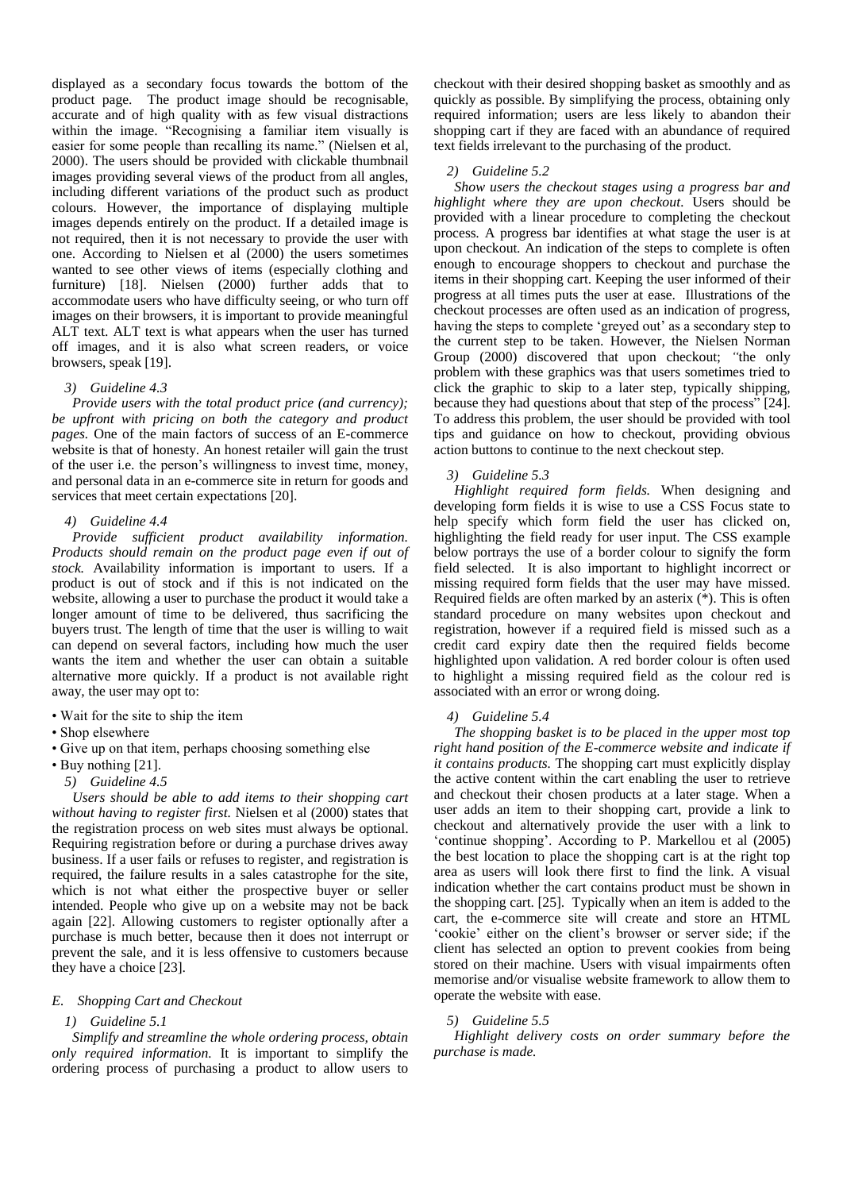displayed as a secondary focus towards the bottom of the product page. The product image should be recognisable, accurate and of high quality with as few visual distractions within the image. "Recognising a familiar item visually is easier for some people than recalling its name." (Nielsen et al, 2000). The users should be provided with clickable thumbnail images providing several views of the product from all angles, including different variations of the product such as product colours. However, the importance of displaying multiple images depends entirely on the product. If a detailed image is not required, then it is not necessary to provide the user with one. According to Nielsen et al (2000) the users sometimes wanted to see other views of items (especially clothing and furniture) [18]. Nielsen (2000) further adds that to accommodate users who have difficulty seeing, or who turn off images on their browsers, it is important to provide meaningful ALT text. ALT text is what appears when the user has turned off images, and it is also what screen readers, or voice browsers, speak [19].

#### 3) Guideline 4.3

*Provide users with the total product price (and currency); be upfront with pricing on both the category and product pages.* One of the main factors of success of an E-commerce website is that of honesty. An honest retailer will gain the trust of the user i.e. the person's willingness to invest time, money, and personal data in an e-commerce site in return for goods and services that meet certain expectations [20].

#### 4) Guideline 4.4

*Provide sufficient product availability information. Products should remain on the product page even if out of stock.* Availability information is important to users. If a product is out of stock and if this is not indicated on the website, allowing a user to purchase the product it would take a longer amount of time to be delivered, thus sacrificing the buyers trust. The length of time that the user is willing to wait can depend on several factors, including how much the user wants the item and whether the user can obtain a suitable alternative more quickly. If a product is not available right away, the user may opt to:

- Wait for the site to ship the item
- Shop elsewhere
- Give up on that item, perhaps choosing something else
- Buy nothing [21].

#### 5) Guideline 4.5

*Users should be able to add items to their shopping cart without having to register first.* Nielsen et al (2000) states that the registration process on web sites must always be optional. Requiring registration before or during a purchase drives away business. If a user fails or refuses to register, and registration is required, the failure results in a sales catastrophe for the site, which is not what either the prospective buyer or seller intended. People who give up on a website may not be back again [22]. Allowing customers to register optionally after a purchase is much better, because then it does not interrupt or prevent the sale, and it is less offensive to customers because they have a choice [23].

### E. Shopping Cart and Checkout

#### 1) Guideline 5.1

*Simplify and streamline the whole ordering process, obtain only required information.* It is important to simplify the ordering process of purchasing a product to allow users to checkout with their desired shopping basket as smoothly and as quickly as possible. By simplifying the process, obtaining only required information; users are less likely to abandon their shopping cart if they are faced with an abundance of required text fields irrelevant to the purchasing of the product.

#### 2) Guideline 5.2

*Show users the checkout stages using a progress bar and highlight where they are upon checkout.* Users should be provided with a linear procedure to completing the checkout process. A progress bar identifies at what stage the user is at upon checkout. An indication of the steps to complete is often enough to encourage shoppers to checkout and purchase the items in their shopping cart. Keeping the user informed of their progress at all times puts the user at ease. Illustrations of the checkout processes are often used as an indication of progress, having the steps to complete 'greyed out' as a secondary step to the current step to be taken. However, the Nielsen Norman Group (2000) discovered that upon checkout; "the only problem with these graphics was that users sometimes tried to click the graphic to skip to a later step, typically shipping, because they had questions about that step of the process" [24]. To address this problem, the user should be provided with tool tips and guidance on how to checkout, providing obvious action buttons to continue to the next checkout step.

#### 3) Guideline 5.3

*Highlight required form fields.* When designing and developing form fields it is wise to use a CSS Focus state to help specify which form field the user has clicked on, highlighting the field ready for user input. The CSS example below portrays the use of a border colour to signify the form field selected. It is also important to highlight incorrect or missing required form fields that the user may have missed. Required fields are often marked by an asterix (*). This is often standard procedure on many websites upon checkout and registration, however if a required field is missed such as a credit card expiry date then the required fields become highlighted upon validation. A red border colour is often used to highlight a missing required field as the colour red is associated with an error or wrong doing.

#### 4) Guideline 5.4

*The shopping basket is to be placed in the upper most top right hand position of the E-commerce website and indicate if it contains products.* The shopping cart must explicitly display the active content within the cart enabling the user to retrieve and checkout their chosen products at a later stage. When a user adds an item to their shopping cart, provide a link to checkout and alternatively provide the user with a link to 'continue shopping'. According to P. Markellou et al (2005) the best location to place the shopping cart is at the right top area as users will look there first to find the link. A visual indication whether the cart contains product must be shown in the shopping cart. [25]. Typically when an item is added to the cart, the e-commerce site will create and store an HTML 'cookie' either on the client's browser or server side; if the client has selected an option to prevent cookies from being stored on their machine. Users with visual impairments often memorise and/or visualise website framework to allow them to operate the website with ease.

#### 5) Guideline 5.5

*Highlight delivery costs on order summary before the purchase is made.*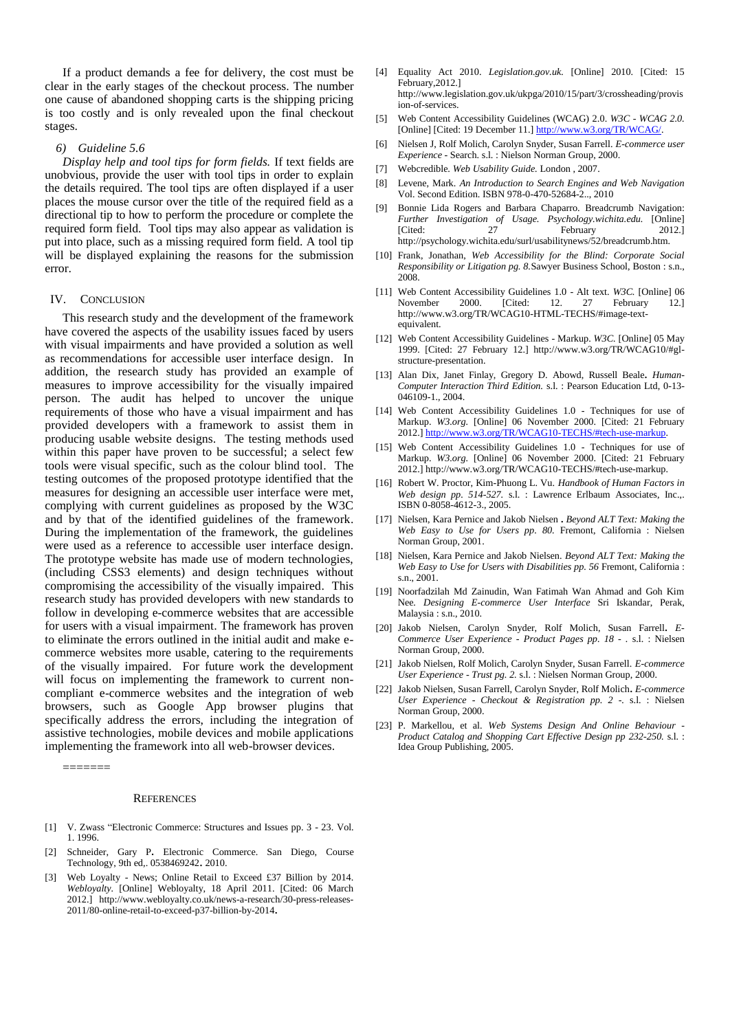If a product demands a fee for delivery, the cost must be clear in the early stages of the checkout process. The number one cause of abandoned shopping carts is the shipping pricing is too costly and is only revealed upon the final checkout stages.

### *6) Guideline 5.6*

*Display help and tool tips for form fields.* If text fields are unobvious, provide the user with tool tips in order to explain the details required. The tool tips are often displayed if a user places the mouse cursor over the title of the required field as a directional tip to how to perform the procedure or complete the required form field. Tool tips may also appear as validation is put into place, such as a missing required form field. A tool tip will be displayed explaining the reasons for the submission error.

## IV. Conclusion

This research study and the development of the framework have covered the aspects of the usability issues faced by users with visual impairments and have provided a solution as well as recommendations for accessible user interface design. In addition, the research study has provided an example of measures to improve accessibility for the visually impaired person. The audit has helped to uncover the unique requirements of those who have a visual impairment and has provided developers with a framework to assist them in producing usable website designs. The testing methods used within this paper have proven to be successful; a select few tools were visual specific, such as the colour blind tool. The testing outcomes of the proposed prototype identified that the measures for designing an accessible user interface were met, complying with current guidelines as proposed by the W3C and by that of the identified guidelines of the framework. During the implementation of the framework, the guidelines were used as a reference to accessible user interface design. The prototype website has made use of modern technologies, (including CSS3 elements) and design techniques without compromising the accessibility of the visually impaired. This research study has provided developers with new standards to follow in developing e-commerce websites that are accessible for users with a visual impairment. The framework has proven to eliminate the errors outlined in the initial audit and make e-commerce websites more usable, catering to the requirements of the visually impaired. For future work the development will focus on implementing the framework to current non-compliant e-commerce websites and the integration of web browsers, such as Google App browser plugins that specifically address the errors, including the integration of assistive technologies, mobile devices and mobile applications implementing the framework into all web-browser devices.

=======

## References

[1] V. Zwass "Electronic Commerce: Structures and Issues pp. 3 - 23. Vol. 1. 1996.

[2] Schneider, Gary P. Electronic Commerce. San Diego, Course Technology, 9th ed,. 0538469242. 2010.

[3] Web Loyalty - News; Online Retail to Exceed £37 Billion by 2014. *Webloyalty.* [Online] Webloyalty, 18 April 2011. [Cited: 06 March 2012.] http://www.webloyalty.co.uk/news-a-research/30-press-releases-2011/80-online-retail-to-exceed-p37-billion-by-2014.

[4] Equality Act 2010. *Legislation.gov.uk.* [Online] 2010. [Cited: 15 February,2012.] http://www.legislation.gov.uk/ukpga/2010/15/part/3/crossheading/provision-of-services.

[5] Web Content Accessibility Guidelines (WCAG) 2.0. *W3C - WCAG 2.0.* [Online] [Cited: 19 December 11.] http://www.w3.org/TR/WCAG/.

[6] Nielsen J, Rolf Molich, Carolyn Snyder, Susan Farrell. *E-commerce user Experience* - Search. s.l. : Nielson Norman Group, 2000.

[7] Webcredible. *Web Usability Guide.* London , 2007.

[8] Levene, Mark. *An Introduction to Search Engines and Web Navigation* Vol. Second Edition. ISBN 978-0-470-52684-2.., 2010

[9] Bonnie Lida Rogers and Barbara Chaparro. Breadcrumb Navigation: *Further Investigation of Usage. Psychology.wichita.edu.* [Online] [Cited: 27 February 2012.] http://psychology.wichita.edu/surl/usabilitynews/52/breadcrumb.htm.

[10] Frank, Jonathan, *Web Accessibility for the Blind: Corporate Social Responsibility or Litigation pg. 8.*Sawyer Business School, Boston : s.n., 2008.

[11] Web Content Accessibility Guidelines 1.0 - Alt text. *W3C.* [Online] 06 November 2000. [Cited: 12. 27 February 12.] http://www.w3.org/TR/WCAG10-HTML-TECHS/#image-text-equivalent.

[12] Web Content Accessibility Guidelines - Markup. *W3C.* [Online] 05 May 1999. [Cited: 27 February 12.] http://www.w3.org/TR/WCAG10/#gl-structure-presentation.

[13] Alan Dix, Janet Finlay, Gregory D. Abowd, Russell Beale. *Human-Computer Interaction Third Edition.* s.l. : Pearson Education Ltd, 0-13-046109-1., 2004.

[14] Web Content Accessibility Guidelines 1.0 - Techniques for use of Markup. *W3.org.* [Online] 06 November 2000. [Cited: 21 February 2012.] http://www.w3.org/TR/WCAG10-TECHS/#tech-use-markup.

[15] Web Content Accessibility Guidelines 1.0 - Techniques for use of Markup. *W3.org.* [Online] 06 November 2000. [Cited: 21 February 2012.] http://www.w3.org/TR/WCAG10-TECHS/#tech-use-markup.

[16] Robert W. Proctor, Kim-Phuong L. Vu. *Handbook of Human Factors in Web design pp. 514-527.* s.l. : Lawrence Erlbaum Associates, Inc.,. ISBN 0-8058-4612-3., 2005.

[17] Nielsen, Kara Pernice and Jakob Nielsen . *Beyond ALT Text: Making the Web Easy to Use for Users pp. 80.* Fremont, California : Nielsen Norman Group, 2001.

[18] Nielsen, Kara Pernice and Jakob Nielsen. *Beyond ALT Text: Making the Web Easy to Use for Users with Disabilities pp. 56* Fremont, California : s.n., 2001.

[19] Noorfadzilah Md Zainudin, Wan Fatimah Wan Ahmad and Goh Kim Nee. *Designing E-commerce User Interface* Sri Iskandar, Perak, Malaysia : s.n., 2010.

[20] Jakob Nielsen, Carolyn Snyder, Rolf Molich, Susan Farrell. *E-Commerce User Experience - Product Pages pp. 18 - .* s.l. : Nielsen Norman Group, 2000.

[21] Jakob Nielsen, Rolf Molich, Carolyn Snyder, Susan Farrell. *E-commerce User Experience - Trust pg. 2.* s.l. : Nielsen Norman Group, 2000.

[22] Jakob Nielsen, Susan Farrell, Carolyn Snyder, Rolf Molich. *E-commerce User Experience - Checkout & Registration pp. 2 -.* s.l. : Nielsen Norman Group, 2000.

[23] P. Markellou, et al. *Web Systems Design And Online Behaviour - Product Catalog and Shopping Cart Effective Design pp 232-250.* s.l. : Idea Group Publishing, 2005.